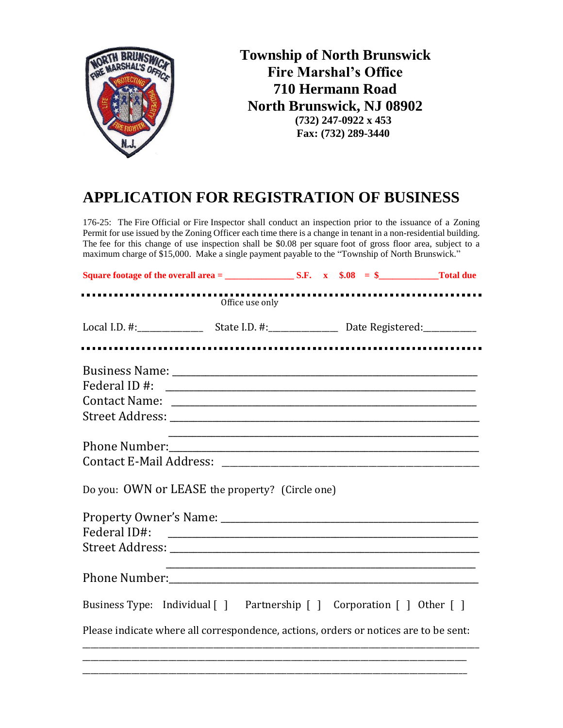**Township of North Brunswick**
**Fire Marshal's Office**
**710 Hermann Road**
**North Brunswick, NJ 08902**
**(732) 247-0922 x 453**
**Fax: (732) 289-3440**

# APPLICATION FOR REGISTRATION OF BUSINESS

176-25: The Fire Official or Fire Inspector shall conduct an inspection prior to the issuance of a Zoning Permit for use issued by the Zoning Officer each time there is a change in tenant in a non-residential building. The fee for this change of use inspection shall be $0.08 per square foot of gross floor area, subject to a maximum charge of $15,000. Make a single payment payable to the "Township of North Brunswick."

**Square footage of the overall area = _______________ S.F. x $.08 = $_____________Total due**

Office use only

Local I.D. #:______________ State I.D. #:_______________ Date Registered:___________

Business Name: ___________________________________________________________
Federal ID #: ___________________________________________________________
Contact Name: ___________________________________________________________
Street Address: ___________________________________________________________
___________________________________________________________
Phone Number:___________________________________________________________
Contact E-Mail Address: _________________________________________________

Do you: OWN or LEASE the property? (Circle one)

Property Owner's Name: _________________________________________________
Federal ID#: ___________________________________________________________
Street Address: ___________________________________________________________
___________________________________________________________
Phone Number:___________________________________________________________

Business Type: Individual [ ] Partnership [ ] Corporation [ ] Other [ ]

Please indicate where all correspondence, actions, orders or notices are to be sent:
_____________________________________________________________________________
_____________________________________________________________________________
_____________________________________________________________________________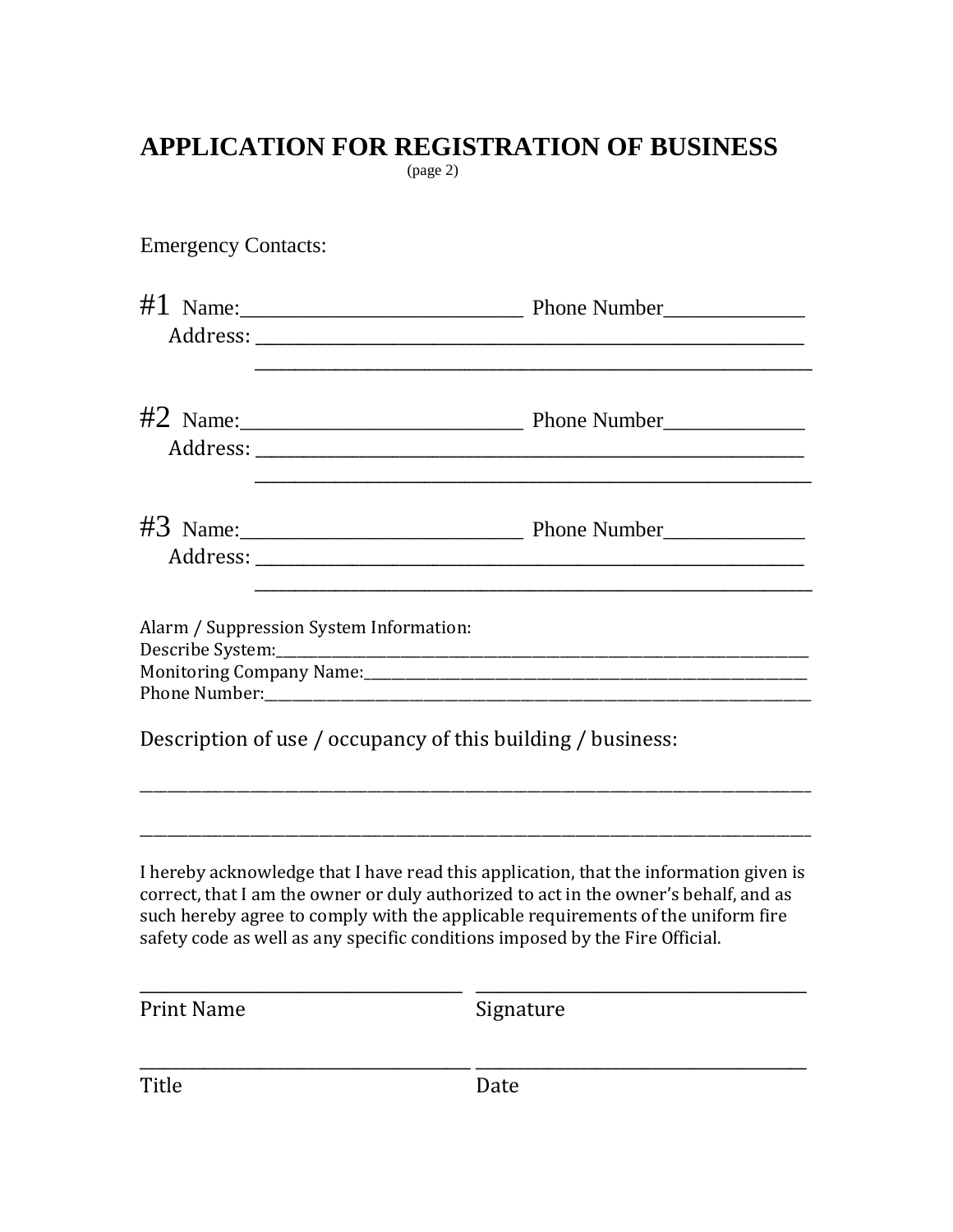# APPLICATION FOR REGISTRATION OF BUSINESS

(page 2)

Emergency Contacts:

#1 Name:___________________________ Phone Number_____________
Address: ___________________________________________________________
___________________________________________________________

#2 Name:___________________________ Phone Number_____________
Address: ___________________________________________________________
___________________________________________________________

#3 Name:___________________________ Phone Number_____________
Address: ___________________________________________________________
___________________________________________________________

Alarm / Suppression System Information:
Describe System:_______________________________________________________________
Monitoring Company Name:_______________________________________________________
Phone Number:__________________________________________________________________

Description of use / occupancy of this building / business:

_____________________________________________________________________________

_____________________________________________________________________________

I hereby acknowledge that I have read this application, that the information given is correct, that I am the owner or duly authorized to act in the owner's behalf, and as such hereby agree to comply with the applicable requirements of the uniform fire safety code as well as any specific conditions imposed by the Fire Official.

| | |
|---|---|
| ____________________________ | ____________________________ |
| Print Name | Signature |
| ____________________________ | ____________________________ |
| Title | Date |